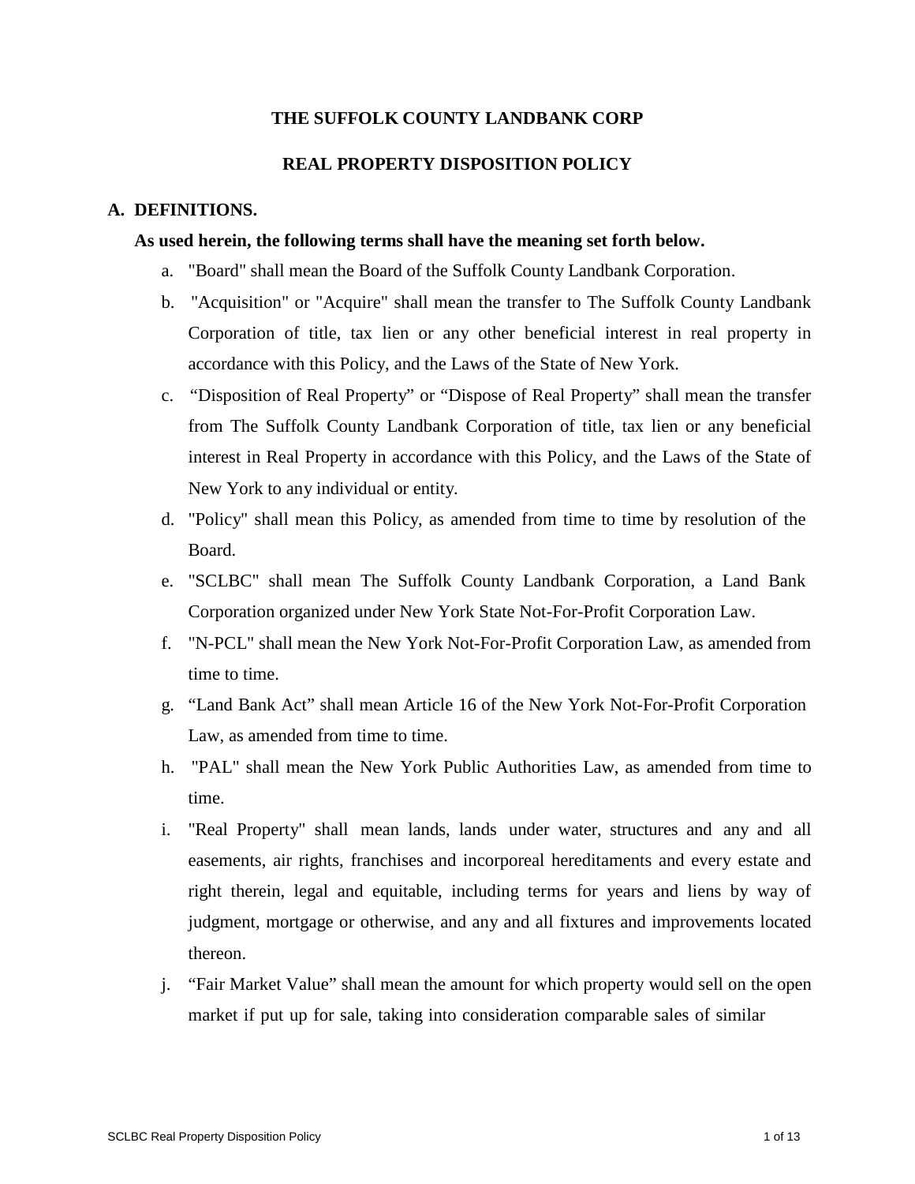# THE SUFFOLK COUNTY LANDBANK CORP

## REAL PROPERTY DISPOSITION POLICY

### A. DEFINITIONS.

**As used herein, the following terms shall have the meaning set forth below.**

a. "Board" shall mean the Board of the Suffolk County Landbank Corporation.

b. "Acquisition" or "Acquire" shall mean the transfer to The Suffolk County Landbank Corporation of title, tax lien or any other beneficial interest in real property in accordance with this Policy, and the Laws of the State of New York.

c. "Disposition of Real Property" or "Dispose of Real Property" shall mean the transfer from The Suffolk County Landbank Corporation of title, tax lien or any beneficial interest in Real Property in accordance with this Policy, and the Laws of the State of New York to any individual or entity.

d. "Policy" shall mean this Policy, as amended from time to time by resolution of the Board.

e. "SCLBC" shall mean The Suffolk County Landbank Corporation, a Land Bank Corporation organized under New York State Not-For-Profit Corporation Law.

f. "N-PCL" shall mean the New York Not-For-Profit Corporation Law, as amended from time to time.

g. "Land Bank Act" shall mean Article 16 of the New York Not-For-Profit Corporation Law, as amended from time to time.

h. "PAL" shall mean the New York Public Authorities Law, as amended from time to time.

i. "Real Property" shall mean lands, lands under water, structures and any and all easements, air rights, franchises and incorporeal hereditaments and every estate and right therein, legal and equitable, including terms for years and liens by way of judgment, mortgage or otherwise, and any and all fixtures and improvements located thereon.

j. "Fair Market Value" shall mean the amount for which property would sell on the open market if put up for sale, taking into consideration comparable sales of similar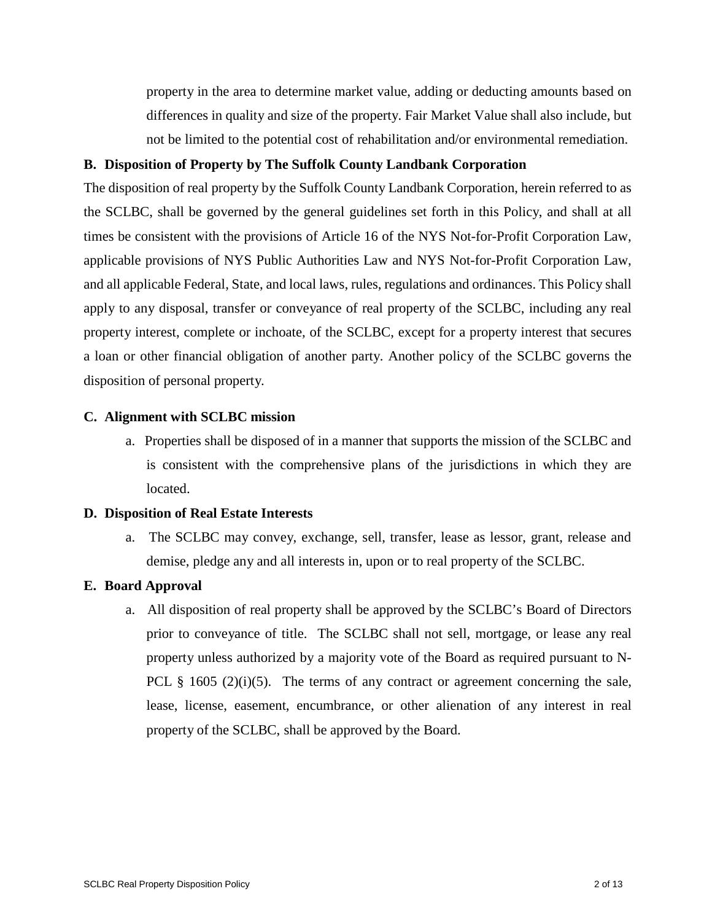property in the area to determine market value, adding or deducting amounts based on differences in quality and size of the property. Fair Market Value shall also include, but not be limited to the potential cost of rehabilitation and/or environmental remediation.

**B. Disposition of Property by The Suffolk County Landbank Corporation**

The disposition of real property by the Suffolk County Landbank Corporation, herein referred to as the SCLBC, shall be governed by the general guidelines set forth in this Policy, and shall at all times be consistent with the provisions of Article 16 of the NYS Not-for-Profit Corporation Law, applicable provisions of NYS Public Authorities Law and NYS Not-for-Profit Corporation Law, and all applicable Federal, State, and local laws, rules, regulations and ordinances. This Policy shall apply to any disposal, transfer or conveyance of real property of the SCLBC, including any real property interest, complete or inchoate, of the SCLBC, except for a property interest that secures a loan or other financial obligation of another party. Another policy of the SCLBC governs the disposition of personal property.

**C. Alignment with SCLBC mission**

a. Properties shall be disposed of in a manner that supports the mission of the SCLBC and is consistent with the comprehensive plans of the jurisdictions in which they are located.

**D. Disposition of Real Estate Interests**

a. The SCLBC may convey, exchange, sell, transfer, lease as lessor, grant, release and demise, pledge any and all interests in, upon or to real property of the SCLBC.

**E. Board Approval**

a. All disposition of real property shall be approved by the SCLBC's Board of Directors prior to conveyance of title. The SCLBC shall not sell, mortgage, or lease any real property unless authorized by a majority vote of the Board as required pursuant to N-PCL § 1605 (2)(i)(5). The terms of any contract or agreement concerning the sale, lease, license, easement, encumbrance, or other alienation of any interest in real property of the SCLBC, shall be approved by the Board.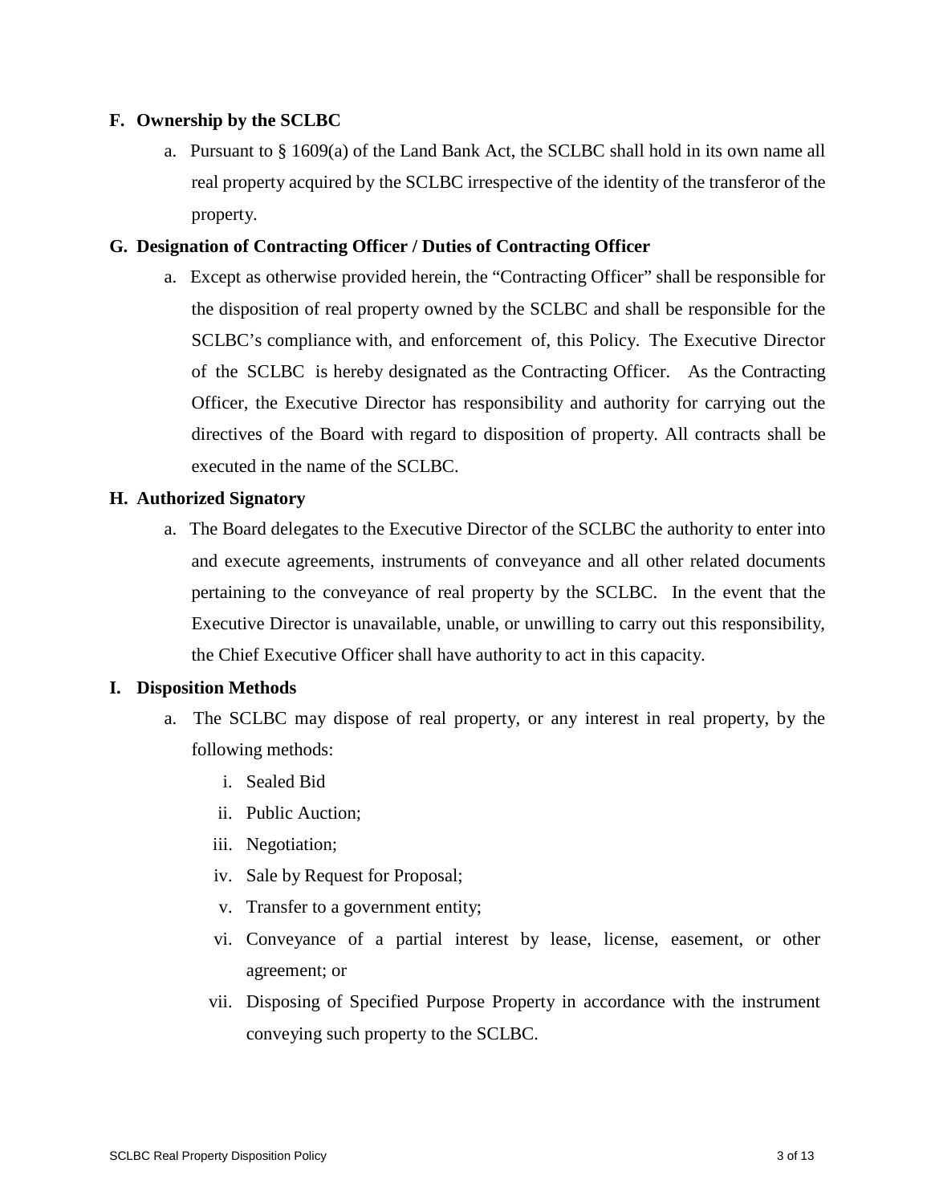### F. Ownership by the SCLBC

a. Pursuant to § 1609(a) of the Land Bank Act, the SCLBC shall hold in its own name all real property acquired by the SCLBC irrespective of the identity of the transferor of the property.

### G. Designation of Contracting Officer / Duties of Contracting Officer

a. Except as otherwise provided herein, the "Contracting Officer" shall be responsible for the disposition of real property owned by the SCLBC and shall be responsible for the SCLBC's compliance with, and enforcement of, this Policy. The Executive Director of the SCLBC is hereby designated as the Contracting Officer. As the Contracting Officer, the Executive Director has responsibility and authority for carrying out the directives of the Board with regard to disposition of property. All contracts shall be executed in the name of the SCLBC.

### H. Authorized Signatory

a. The Board delegates to the Executive Director of the SCLBC the authority to enter into and execute agreements, instruments of conveyance and all other related documents pertaining to the conveyance of real property by the SCLBC. In the event that the Executive Director is unavailable, unable, or unwilling to carry out this responsibility, the Chief Executive Officer shall have authority to act in this capacity.

### I. Disposition Methods

a. The SCLBC may dispose of real property, or any interest in real property, by the following methods:

   i. Sealed Bid
   
   ii. Public Auction;
   
   iii. Negotiation;
   
   iv. Sale by Request for Proposal;
   
   v. Transfer to a government entity;
   
   vi. Conveyance of a partial interest by lease, license, easement, or other agreement; or
   
   vii. Disposing of Specified Purpose Property in accordance with the instrument conveying such property to the SCLBC.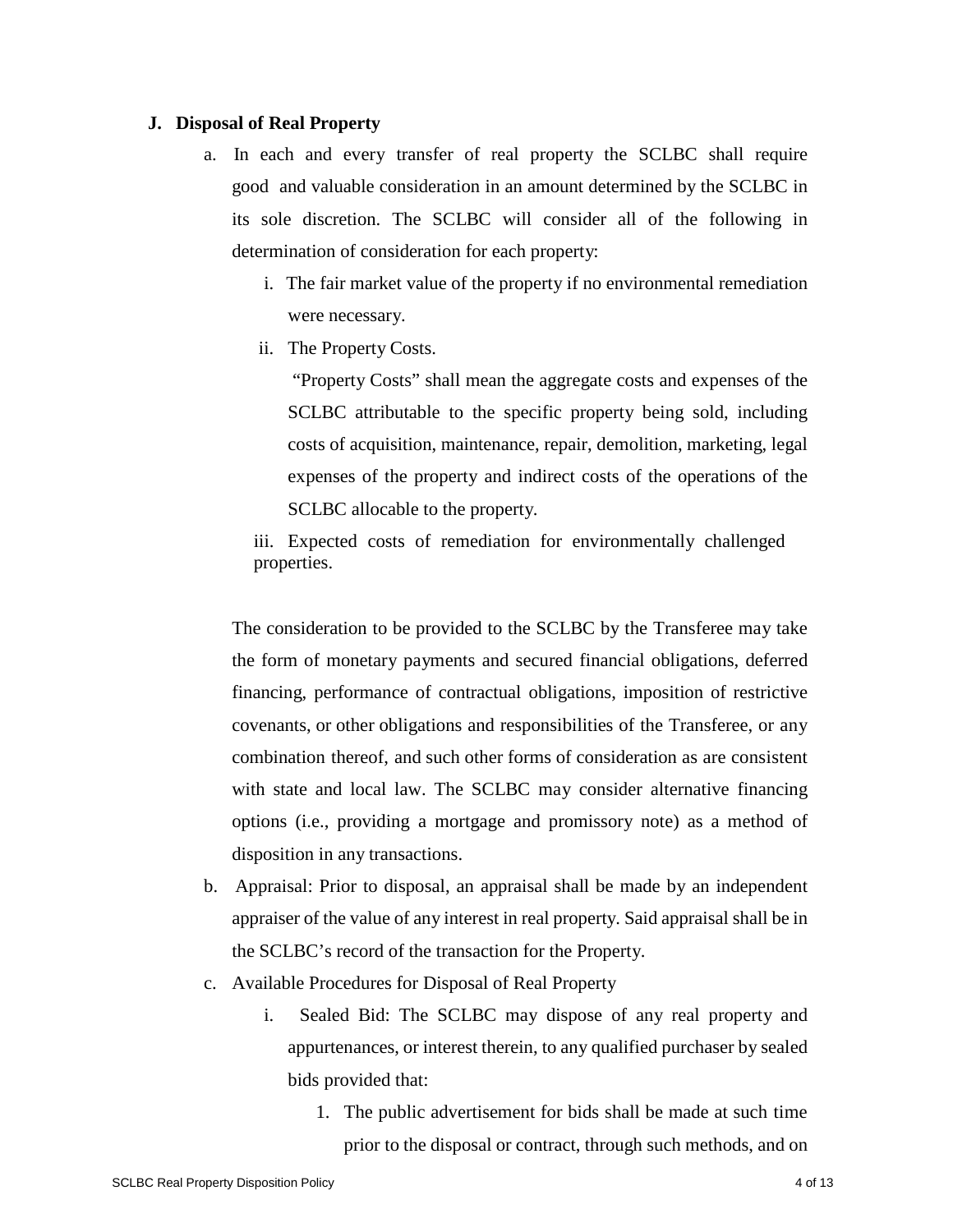## J. Disposal of Real Property

a. In each and every transfer of real property the SCLBC shall require good and valuable consideration in an amount determined by the SCLBC in its sole discretion. The SCLBC will consider all of the following in determination of consideration for each property:

   i. The fair market value of the property if no environmental remediation were necessary.

   ii. The Property Costs.

   "Property Costs" shall mean the aggregate costs and expenses of the SCLBC attributable to the specific property being sold, including costs of acquisition, maintenance, repair, demolition, marketing, legal expenses of the property and indirect costs of the operations of the SCLBC allocable to the property.

   iii. Expected costs of remediation for environmentally challenged properties.

   The consideration to be provided to the SCLBC by the Transferee may take the form of monetary payments and secured financial obligations, deferred financing, performance of contractual obligations, imposition of restrictive covenants, or other obligations and responsibilities of the Transferee, or any combination thereof, and such other forms of consideration as are consistent with state and local law. The SCLBC may consider alternative financing options (i.e., providing a mortgage and promissory note) as a method of disposition in any transactions.

b. Appraisal: Prior to disposal, an appraisal shall be made by an independent appraiser of the value of any interest in real property. Said appraisal shall be in the SCLBC's record of the transaction for the Property.

c. Available Procedures for Disposal of Real Property

   i. Sealed Bid: The SCLBC may dispose of any real property and appurtenances, or interest therein, to any qualified purchaser by sealed bids provided that:

      1. The public advertisement for bids shall be made at such time prior to the disposal or contract, through such methods, and on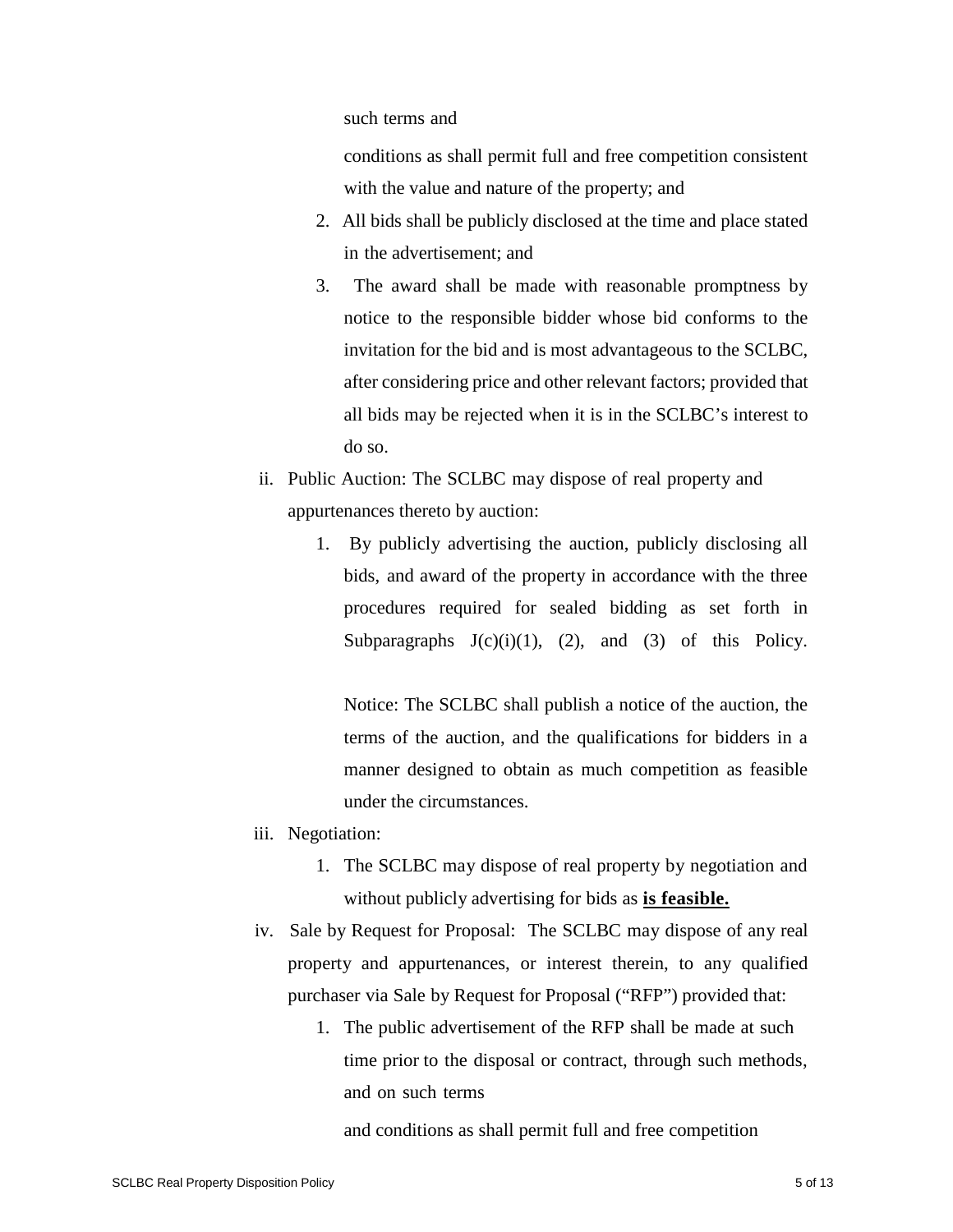such terms and

conditions as shall permit full and free competition consistent with the value and nature of the property; and

2. All bids shall be publicly disclosed at the time and place stated in the advertisement; and
3. The award shall be made with reasonable promptness by notice to the responsible bidder whose bid conforms to the invitation for the bid and is most advantageous to the SCLBC, after considering price and other relevant factors; provided that all bids may be rejected when it is in the SCLBC's interest to do so.

ii. Public Auction: The SCLBC may dispose of real property and appurtenances thereto by auction:

1. By publicly advertising the auction, publicly disclosing all bids, and award of the property in accordance with the three procedures required for sealed bidding as set forth in Subparagraphs J(c)(i)(1), (2), and (3) of this Policy.

   Notice: The SCLBC shall publish a notice of the auction, the terms of the auction, and the qualifications for bidders in a manner designed to obtain as much competition as feasible under the circumstances.

iii. Negotiation:

1. The SCLBC may dispose of real property by negotiation and without publicly advertising for bids as **is feasible.**

iv. Sale by Request for Proposal: The SCLBC may dispose of any real property and appurtenances, or interest therein, to any qualified purchaser via Sale by Request for Proposal ("RFP") provided that:

1. The public advertisement of the RFP shall be made at such time prior to the disposal or contract, through such methods, and on such terms

   and conditions as shall permit full and free competition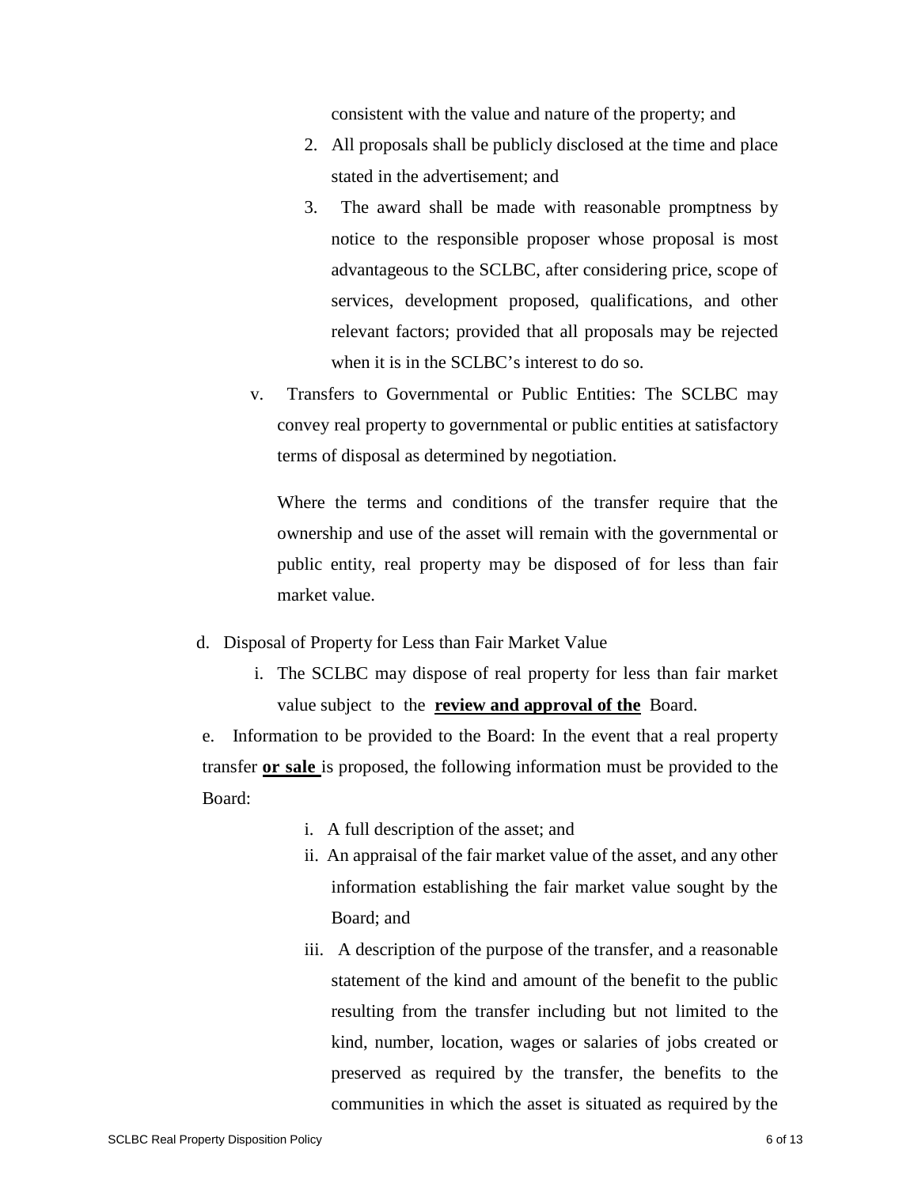consistent with the value and nature of the property; and

2. All proposals shall be publicly disclosed at the time and place stated in the advertisement; and
3. The award shall be made with reasonable promptness by notice to the responsible proposer whose proposal is most advantageous to the SCLBC, after considering price, scope of services, development proposed, qualifications, and other relevant factors; provided that all proposals may be rejected when it is in the SCLBC's interest to do so.

v. Transfers to Governmental or Public Entities: The SCLBC may convey real property to governmental or public entities at satisfactory terms of disposal as determined by negotiation.

Where the terms and conditions of the transfer require that the ownership and use of the asset will remain with the governmental or public entity, real property may be disposed of for less than fair market value.

d. Disposal of Property for Less than Fair Market Value

i. The SCLBC may dispose of real property for less than fair market value subject to the **review and approval of the** Board.

e. Information to be provided to the Board: In the event that a real property transfer **or sale** is proposed, the following information must be provided to the Board:

i. A full description of the asset; and

ii. An appraisal of the fair market value of the asset, and any other information establishing the fair market value sought by the Board; and

iii. A description of the purpose of the transfer, and a reasonable statement of the kind and amount of the benefit to the public resulting from the transfer including but not limited to the kind, number, location, wages or salaries of jobs created or preserved as required by the transfer, the benefits to the communities in which the asset is situated as required by the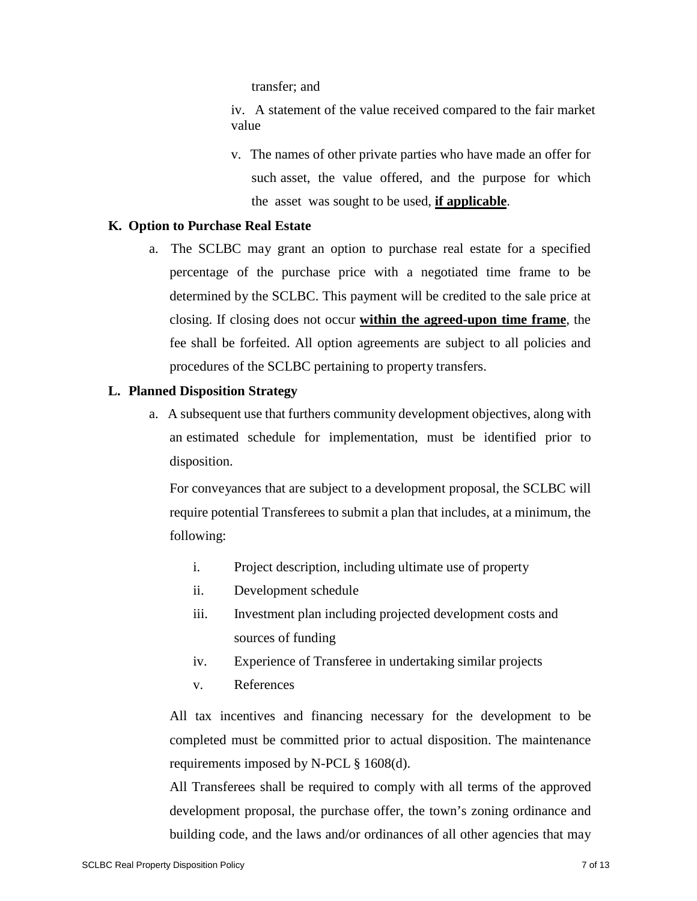transfer; and

iv. A statement of the value received compared to the fair market value

v. The names of other private parties who have made an offer for such asset, the value offered, and the purpose for which the asset was sought to be used, **if applicable**.

### K. Option to Purchase Real Estate

a. The SCLBC may grant an option to purchase real estate for a specified percentage of the purchase price with a negotiated time frame to be determined by the SCLBC. This payment will be credited to the sale price at closing. If closing does not occur **within the agreed-upon time frame**, the fee shall be forfeited. All option agreements are subject to all policies and procedures of the SCLBC pertaining to property transfers.

### L. Planned Disposition Strategy

a. A subsequent use that furthers community development objectives, along with an estimated schedule for implementation, must be identified prior to disposition.

For conveyances that are subject to a development proposal, the SCLBC will require potential Transferees to submit a plan that includes, at a minimum, the following:

i. Project description, including ultimate use of property

ii. Development schedule

iii. Investment plan including projected development costs and sources of funding

iv. Experience of Transferee in undertaking similar projects

v. References

All tax incentives and financing necessary for the development to be completed must be committed prior to actual disposition. The maintenance requirements imposed by N-PCL § 1608(d).

All Transferees shall be required to comply with all terms of the approved development proposal, the purchase offer, the town's zoning ordinance and building code, and the laws and/or ordinances of all other agencies that may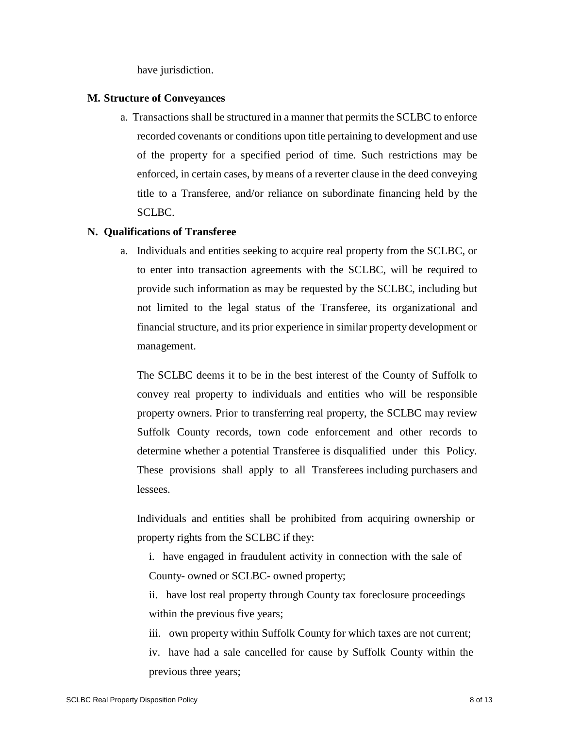have jurisdiction.

**M. Structure of Conveyances**

a. Transactions shall be structured in a manner that permits the SCLBC to enforce recorded covenants or conditions upon title pertaining to development and use of the property for a specified period of time. Such restrictions may be enforced, in certain cases, by means of a reverter clause in the deed conveying title to a Transferee, and/or reliance on subordinate financing held by the SCLBC.

**N. Qualifications of Transferee**

a. Individuals and entities seeking to acquire real property from the SCLBC, or to enter into transaction agreements with the SCLBC, will be required to provide such information as may be requested by the SCLBC, including but not limited to the legal status of the Transferee, its organizational and financial structure, and its prior experience in similar property development or management.

The SCLBC deems it to be in the best interest of the County of Suffolk to convey real property to individuals and entities who will be responsible property owners. Prior to transferring real property, the SCLBC may review Suffolk County records, town code enforcement and other records to determine whether a potential Transferee is disqualified under this Policy. These provisions shall apply to all Transferees including purchasers and lessees.

Individuals and entities shall be prohibited from acquiring ownership or property rights from the SCLBC if they:

i. have engaged in fraudulent activity in connection with the sale of County- owned or SCLBC- owned property;

ii. have lost real property through County tax foreclosure proceedings within the previous five years;

iii. own property within Suffolk County for which taxes are not current;

iv. have had a sale cancelled for cause by Suffolk County within the previous three years;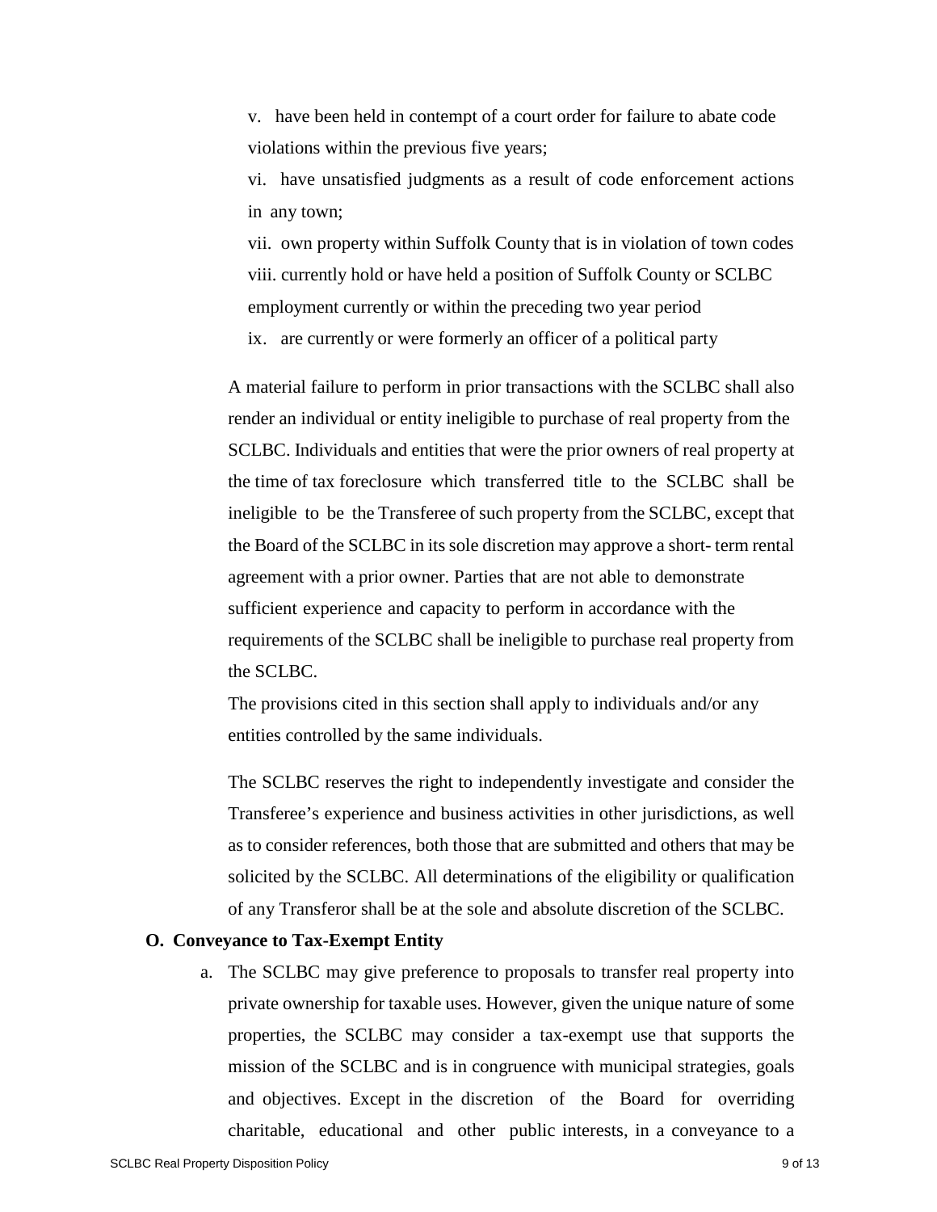v. have been held in contempt of a court order for failure to abate code violations within the previous five years;

vi. have unsatisfied judgments as a result of code enforcement actions in any town;

vii. own property within Suffolk County that is in violation of town codes

viii. currently hold or have held a position of Suffolk County or SCLBC employment currently or within the preceding two year period

ix. are currently or were formerly an officer of a political party

A material failure to perform in prior transactions with the SCLBC shall also render an individual or entity ineligible to purchase of real property from the SCLBC. Individuals and entities that were the prior owners of real property at the time of tax foreclosure which transferred title to the SCLBC shall be ineligible to be the Transferee of such property from the SCLBC, except that the Board of the SCLBC in its sole discretion may approve a short- term rental agreement with a prior owner. Parties that are not able to demonstrate sufficient experience and capacity to perform in accordance with the requirements of the SCLBC shall be ineligible to purchase real property from the SCLBC.

The provisions cited in this section shall apply to individuals and/or any entities controlled by the same individuals.

The SCLBC reserves the right to independently investigate and consider the Transferee's experience and business activities in other jurisdictions, as well as to consider references, both those that are submitted and others that may be solicited by the SCLBC. All determinations of the eligibility or qualification of any Transferor shall be at the sole and absolute discretion of the SCLBC.

**O. Conveyance to Tax-Exempt Entity**

a. The SCLBC may give preference to proposals to transfer real property into private ownership for taxable uses. However, given the unique nature of some properties, the SCLBC may consider a tax-exempt use that supports the mission of the SCLBC and is in congruence with municipal strategies, goals and objectives. Except in the discretion of the Board for overriding charitable, educational and other public interests, in a conveyance to a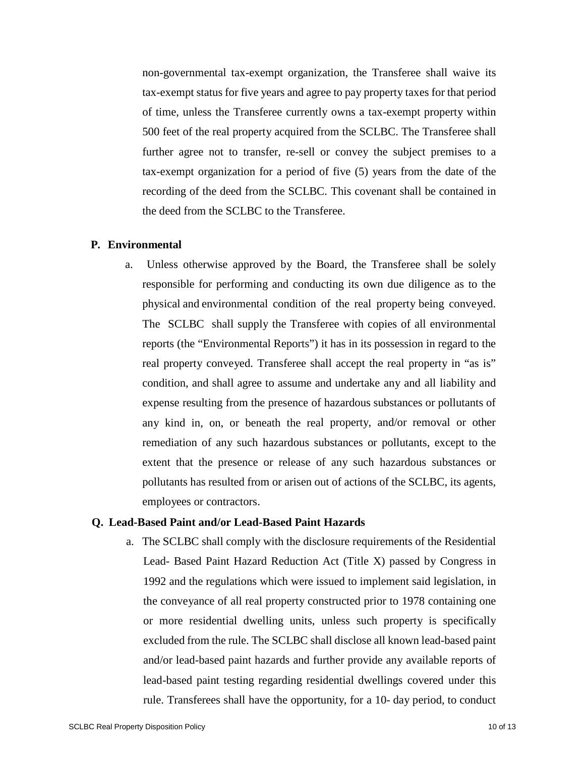non-governmental tax-exempt organization, the Transferee shall waive its tax-exempt status for five years and agree to pay property taxes for that period of time, unless the Transferee currently owns a tax-exempt property within 500 feet of the real property acquired from the SCLBC. The Transferee shall further agree not to transfer, re-sell or convey the subject premises to a tax-exempt organization for a period of five (5) years from the date of the recording of the deed from the SCLBC. This covenant shall be contained in the deed from the SCLBC to the Transferee.

**P. Environmental**

a. Unless otherwise approved by the Board, the Transferee shall be solely responsible for performing and conducting its own due diligence as to the physical and environmental condition of the real property being conveyed. The SCLBC shall supply the Transferee with copies of all environmental reports (the "Environmental Reports") it has in its possession in regard to the real property conveyed. Transferee shall accept the real property in "as is" condition, and shall agree to assume and undertake any and all liability and expense resulting from the presence of hazardous substances or pollutants of any kind in, on, or beneath the real property, and/or removal or other remediation of any such hazardous substances or pollutants, except to the extent that the presence or release of any such hazardous substances or pollutants has resulted from or arisen out of actions of the SCLBC, its agents, employees or contractors.

**Q. Lead-Based Paint and/or Lead-Based Paint Hazards**

a. The SCLBC shall comply with the disclosure requirements of the Residential Lead- Based Paint Hazard Reduction Act (Title X) passed by Congress in 1992 and the regulations which were issued to implement said legislation, in the conveyance of all real property constructed prior to 1978 containing one or more residential dwelling units, unless such property is specifically excluded from the rule. The SCLBC shall disclose all known lead-based paint and/or lead-based paint hazards and further provide any available reports of lead-based paint testing regarding residential dwellings covered under this rule. Transferees shall have the opportunity, for a 10- day period, to conduct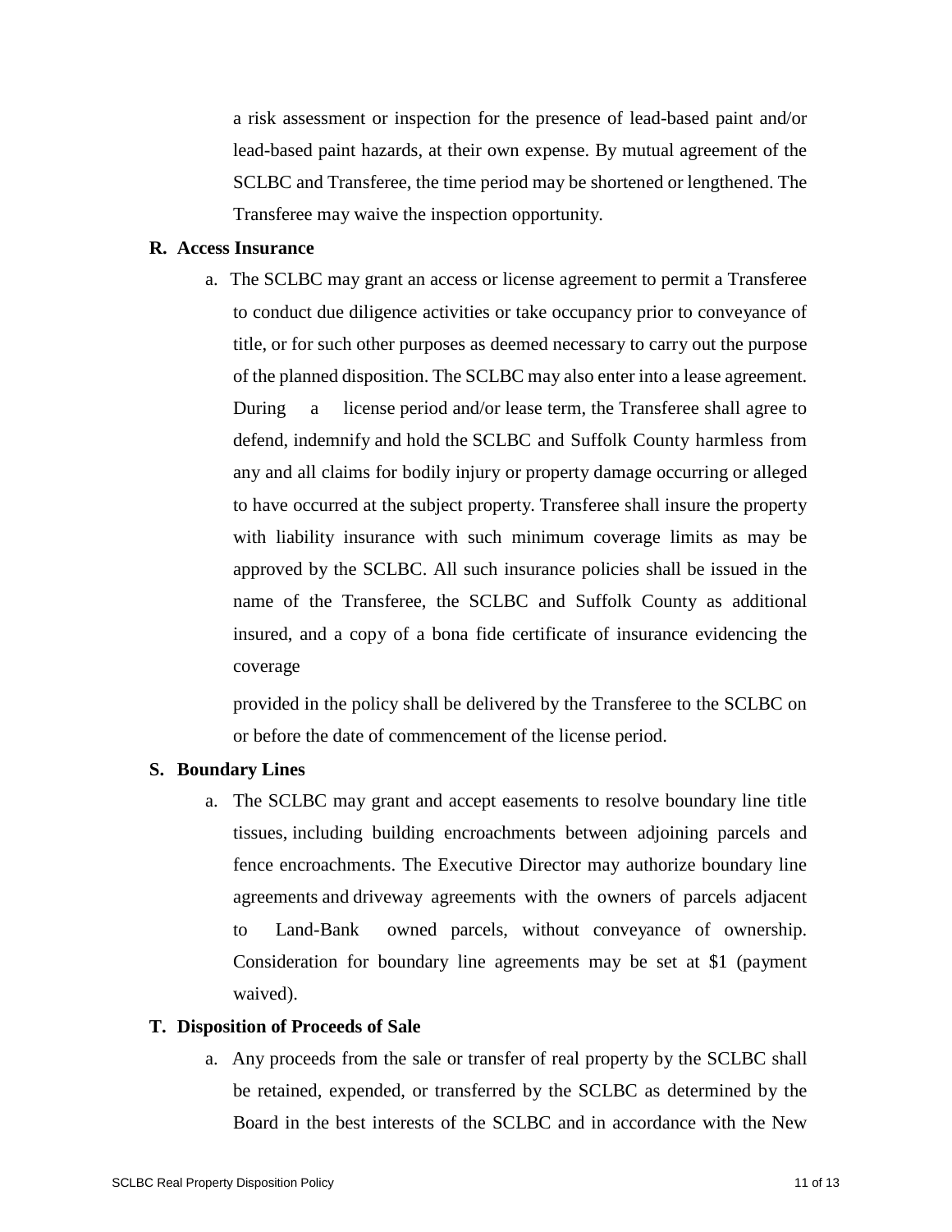a risk assessment or inspection for the presence of lead-based paint and/or lead-based paint hazards, at their own expense. By mutual agreement of the SCLBC and Transferee, the time period may be shortened or lengthened. The Transferee may waive the inspection opportunity.

**R. Access Insurance**

a. The SCLBC may grant an access or license agreement to permit a Transferee to conduct due diligence activities or take occupancy prior to conveyance of title, or for such other purposes as deemed necessary to carry out the purpose of the planned disposition. The SCLBC may also enter into a lease agreement. During a license period and/or lease term, the Transferee shall agree to defend, indemnify and hold the SCLBC and Suffolk County harmless from any and all claims for bodily injury or property damage occurring or alleged to have occurred at the subject property. Transferee shall insure the property with liability insurance with such minimum coverage limits as may be approved by the SCLBC. All such insurance policies shall be issued in the name of the Transferee, the SCLBC and Suffolk County as additional insured, and a copy of a bona fide certificate of insurance evidencing the coverage

provided in the policy shall be delivered by the Transferee to the SCLBC on or before the date of commencement of the license period.

**S. Boundary Lines**

a. The SCLBC may grant and accept easements to resolve boundary line title tissues, including building encroachments between adjoining parcels and fence encroachments. The Executive Director may authorize boundary line agreements and driveway agreements with the owners of parcels adjacent to Land-Bank owned parcels, without conveyance of ownership. Consideration for boundary line agreements may be set at $1 (payment waived).

**T. Disposition of Proceeds of Sale**

a. Any proceeds from the sale or transfer of real property by the SCLBC shall be retained, expended, or transferred by the SCLBC as determined by the Board in the best interests of the SCLBC and in accordance with the New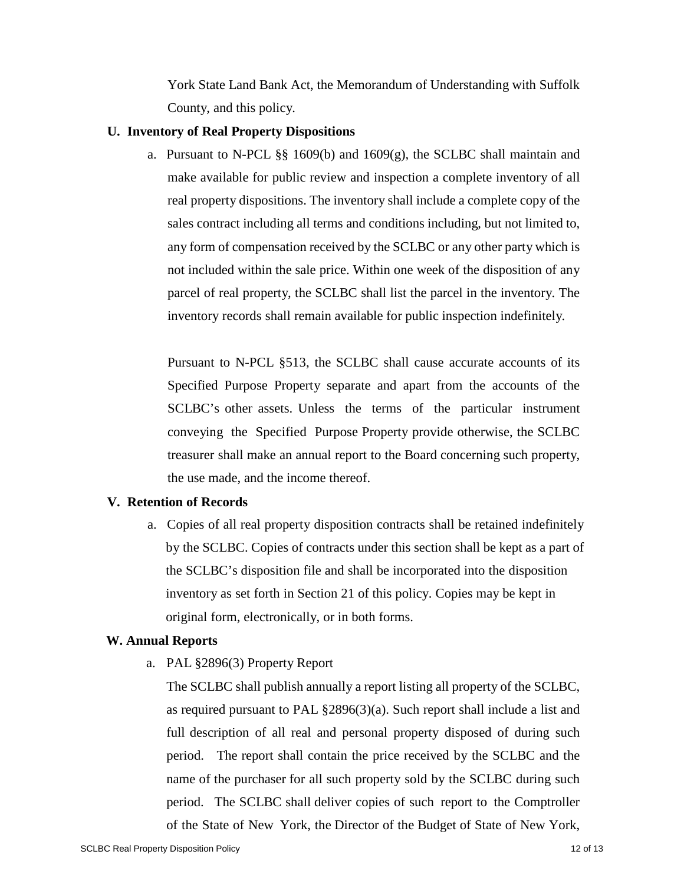York State Land Bank Act, the Memorandum of Understanding with Suffolk County, and this policy.

**U. Inventory of Real Property Dispositions**

a. Pursuant to N-PCL §§ 1609(b) and 1609(g), the SCLBC shall maintain and make available for public review and inspection a complete inventory of all real property dispositions. The inventory shall include a complete copy of the sales contract including all terms and conditions including, but not limited to, any form of compensation received by the SCLBC or any other party which is not included within the sale price. Within one week of the disposition of any parcel of real property, the SCLBC shall list the parcel in the inventory. The inventory records shall remain available for public inspection indefinitely.

Pursuant to N-PCL §513, the SCLBC shall cause accurate accounts of its Specified Purpose Property separate and apart from the accounts of the SCLBC's other assets. Unless the terms of the particular instrument conveying the Specified Purpose Property provide otherwise, the SCLBC treasurer shall make an annual report to the Board concerning such property, the use made, and the income thereof.

**V. Retention of Records**

a. Copies of all real property disposition contracts shall be retained indefinitely by the SCLBC. Copies of contracts under this section shall be kept as a part of the SCLBC's disposition file and shall be incorporated into the disposition inventory as set forth in Section 21 of this policy. Copies may be kept in original form, electronically, or in both forms.

**W. Annual Reports**

a. PAL §2896(3) Property Report

The SCLBC shall publish annually a report listing all property of the SCLBC, as required pursuant to PAL §2896(3)(a). Such report shall include a list and full description of all real and personal property disposed of during such period. The report shall contain the price received by the SCLBC and the name of the purchaser for all such property sold by the SCLBC during such period. The SCLBC shall deliver copies of such report to the Comptroller of the State of New York, the Director of the Budget of State of New York,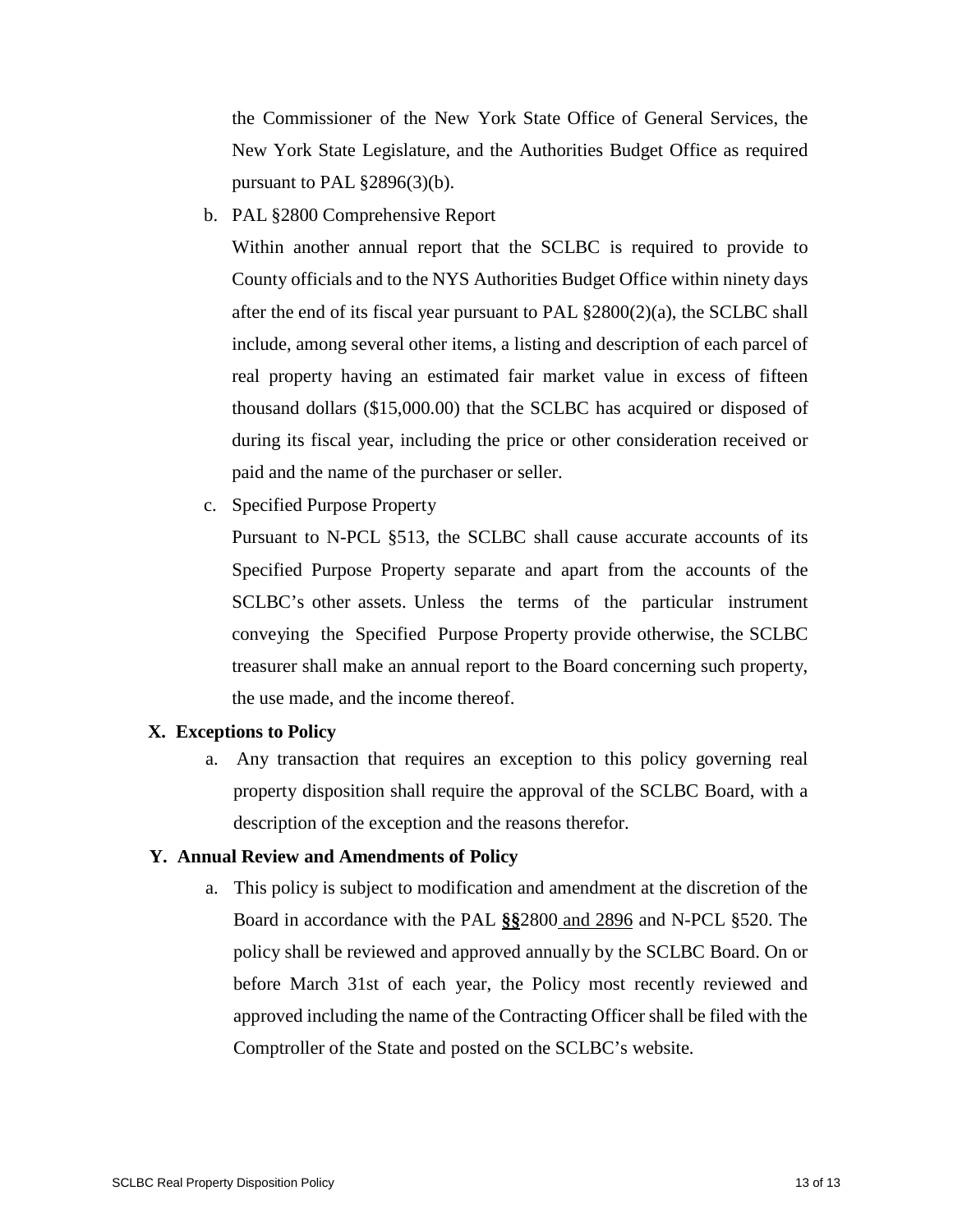the Commissioner of the New York State Office of General Services, the New York State Legislature, and the Authorities Budget Office as required pursuant to PAL §2896(3)(b).

b. PAL §2800 Comprehensive Report

   Within another annual report that the SCLBC is required to provide to County officials and to the NYS Authorities Budget Office within ninety days after the end of its fiscal year pursuant to PAL §2800(2)(a), the SCLBC shall include, among several other items, a listing and description of each parcel of real property having an estimated fair market value in excess of fifteen thousand dollars ($15,000.00) that the SCLBC has acquired or disposed of during its fiscal year, including the price or other consideration received or paid and the name of the purchaser or seller.

c. Specified Purpose Property

   Pursuant to N-PCL §513, the SCLBC shall cause accurate accounts of its Specified Purpose Property separate and apart from the accounts of the SCLBC's other assets. Unless the terms of the particular instrument conveying the Specified Purpose Property provide otherwise, the SCLBC treasurer shall make an annual report to the Board concerning such property, the use made, and the income thereof.

## X. Exceptions to Policy

a. Any transaction that requires an exception to this policy governing real property disposition shall require the approval of the SCLBC Board, with a description of the exception and the reasons therefor.

## Y. Annual Review and Amendments of Policy

a. This policy is subject to modification and amendment at the discretion of the Board in accordance with the PAL **§§**2800 and 2896 and N-PCL §520. The policy shall be reviewed and approved annually by the SCLBC Board. On or before March 31st of each year, the Policy most recently reviewed and approved including the name of the Contracting Officer shall be filed with the Comptroller of the State and posted on the SCLBC's website.